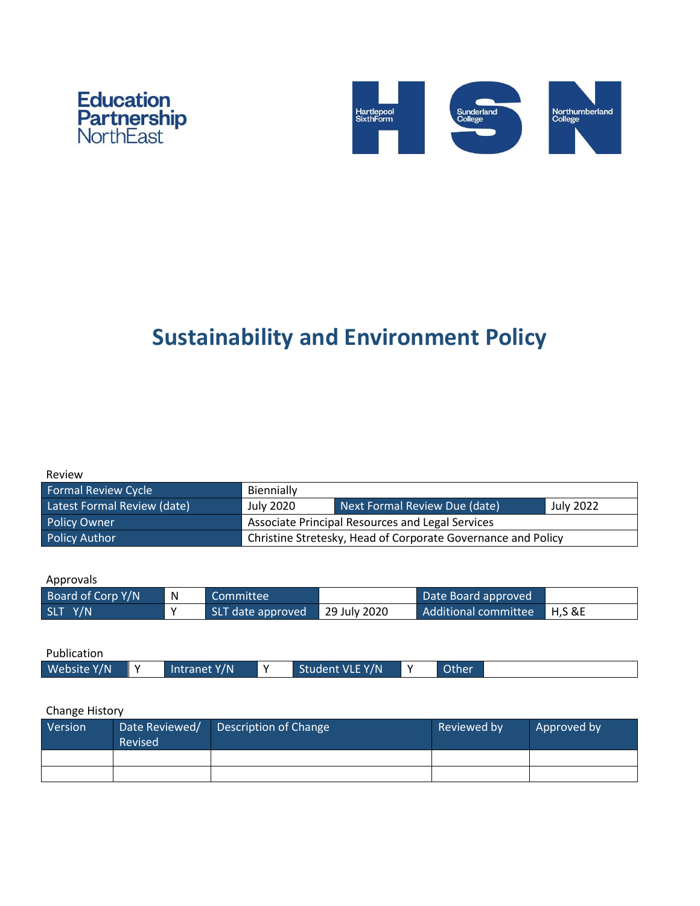Education Partnership NorthEast

Hartlepool SixthForm | Sunderland College | Northumberland College

# Sustainability and Environment Policy

Review

| Formal Review Cycle | Biennially | | |
|---|---|---|---|
| Latest Formal Review (date) | July 2020 | Next Formal Review Due (date) | July 2022 |
| Policy Owner | Associate Principal Resources and Legal Services | | |
| Policy Author | Christine Stretesky, Head of Corporate Governance and Policy | | |

Approvals

| Board of Corp Y/N | N | Committee | | Date Board approved | |
|---|---|---|---|---|---|
| SLT Y/N | Y | SLT date approved | 29 July 2020 | Additional committee | H,S &E |

Publication

| Website Y/N | Y | Intranet Y/N | Y | Student VLE Y/N | Y | Other | |
|---|---|---|---|---|---|---|---|

Change History

| Version | Date Reviewed/ Revised | Description of Change | Reviewed by | Approved by |
|---|---|---|---|---|
| | | | | |
| | | | | |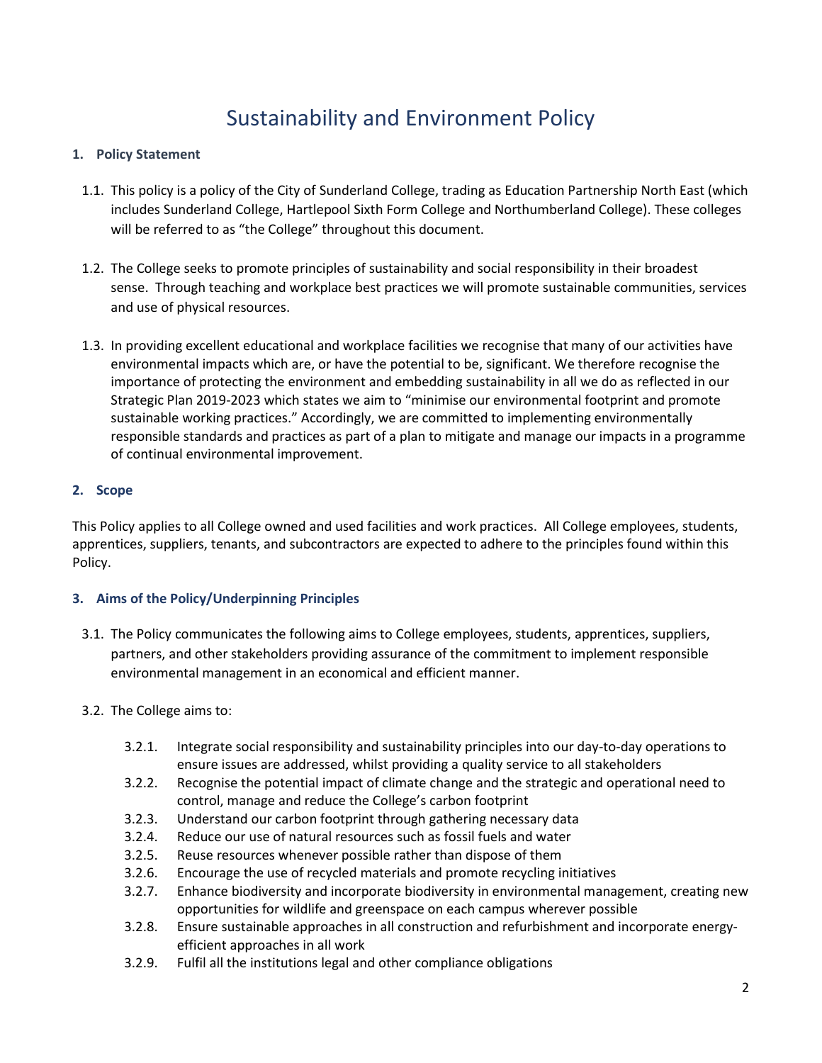# Sustainability and Environment Policy

## 1. Policy Statement

1.1. This policy is a policy of the City of Sunderland College, trading as Education Partnership North East (which includes Sunderland College, Hartlepool Sixth Form College and Northumberland College). These colleges will be referred to as "the College" throughout this document.

1.2. The College seeks to promote principles of sustainability and social responsibility in their broadest sense. Through teaching and workplace best practices we will promote sustainable communities, services and use of physical resources.

1.3. In providing excellent educational and workplace facilities we recognise that many of our activities have environmental impacts which are, or have the potential to be, significant. We therefore recognise the importance of protecting the environment and embedding sustainability in all we do as reflected in our Strategic Plan 2019-2023 which states we aim to "minimise our environmental footprint and promote sustainable working practices." Accordingly, we are committed to implementing environmentally responsible standards and practices as part of a plan to mitigate and manage our impacts in a programme of continual environmental improvement.

## 2. Scope

This Policy applies to all College owned and used facilities and work practices. All College employees, students, apprentices, suppliers, tenants, and subcontractors are expected to adhere to the principles found within this Policy.

## 3. Aims of the Policy/Underpinning Principles

3.1. The Policy communicates the following aims to College employees, students, apprentices, suppliers, partners, and other stakeholders providing assurance of the commitment to implement responsible environmental management in an economical and efficient manner.

3.2. The College aims to:

- 3.2.1. Integrate social responsibility and sustainability principles into our day-to-day operations to ensure issues are addressed, whilst providing a quality service to all stakeholders
- 3.2.2. Recognise the potential impact of climate change and the strategic and operational need to control, manage and reduce the College's carbon footprint
- 3.2.3. Understand our carbon footprint through gathering necessary data
- 3.2.4. Reduce our use of natural resources such as fossil fuels and water
- 3.2.5. Reuse resources whenever possible rather than dispose of them
- 3.2.6. Encourage the use of recycled materials and promote recycling initiatives
- 3.2.7. Enhance biodiversity and incorporate biodiversity in environmental management, creating new opportunities for wildlife and greenspace on each campus wherever possible
- 3.2.8. Ensure sustainable approaches in all construction and refurbishment and incorporate energy-efficient approaches in all work
- 3.2.9. Fulfil all the institutions legal and other compliance obligations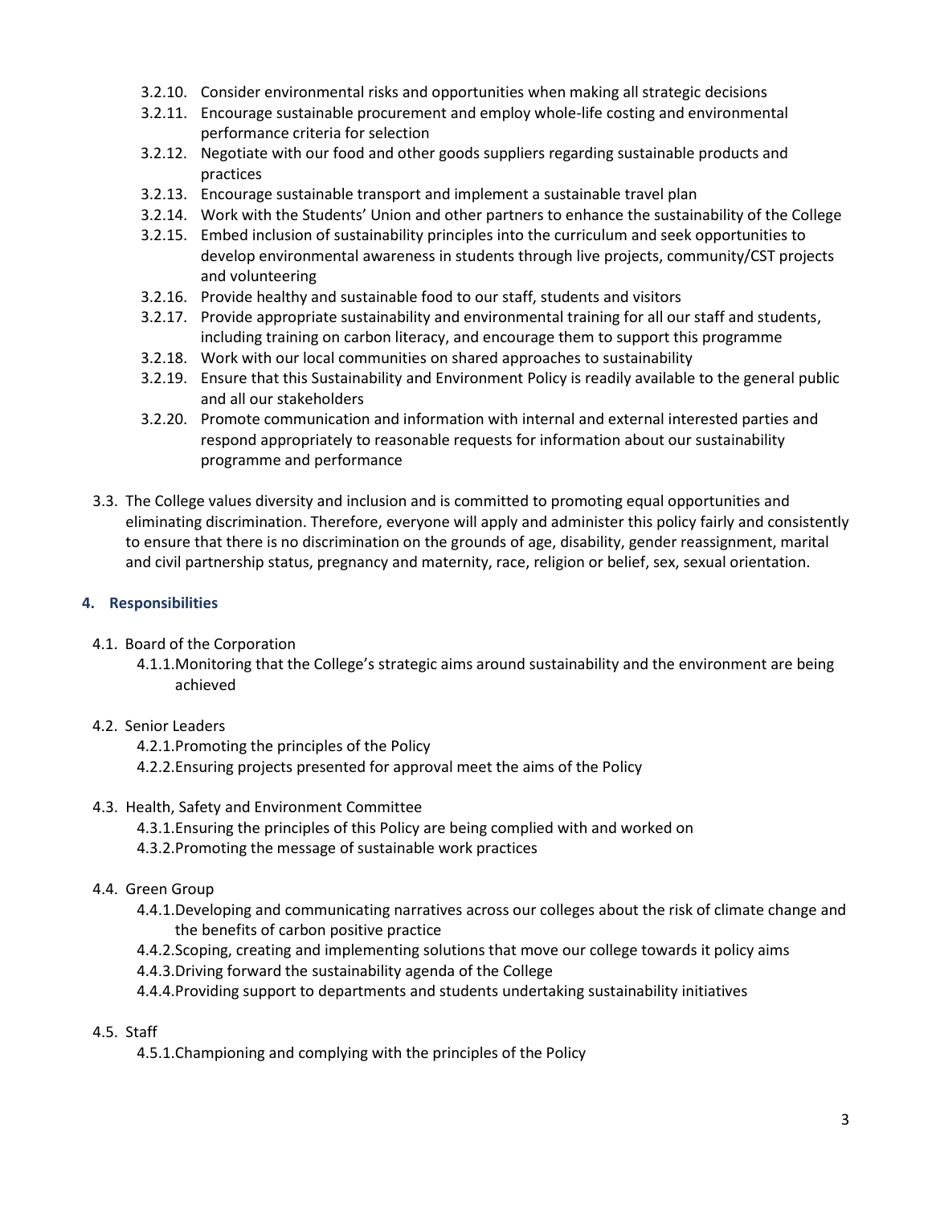- 3.2.10. Consider environmental risks and opportunities when making all strategic decisions
- 3.2.11. Encourage sustainable procurement and employ whole-life costing and environmental performance criteria for selection
- 3.2.12. Negotiate with our food and other goods suppliers regarding sustainable products and practices
- 3.2.13. Encourage sustainable transport and implement a sustainable travel plan
- 3.2.14. Work with the Students' Union and other partners to enhance the sustainability of the College
- 3.2.15. Embed inclusion of sustainability principles into the curriculum and seek opportunities to develop environmental awareness in students through live projects, community/CST projects and volunteering
- 3.2.16. Provide healthy and sustainable food to our staff, students and visitors
- 3.2.17. Provide appropriate sustainability and environmental training for all our staff and students, including training on carbon literacy, and encourage them to support this programme
- 3.2.18. Work with our local communities on shared approaches to sustainability
- 3.2.19. Ensure that this Sustainability and Environment Policy is readily available to the general public and all our stakeholders
- 3.2.20. Promote communication and information with internal and external interested parties and respond appropriately to reasonable requests for information about our sustainability programme and performance

3.3. The College values diversity and inclusion and is committed to promoting equal opportunities and eliminating discrimination. Therefore, everyone will apply and administer this policy fairly and consistently to ensure that there is no discrimination on the grounds of age, disability, gender reassignment, marital and civil partnership status, pregnancy and maternity, race, religion or belief, sex, sexual orientation.

## 4. Responsibilities

4.1. Board of the Corporation

- 4.1.1. Monitoring that the College's strategic aims around sustainability and the environment are being achieved

4.2. Senior Leaders

- 4.2.1. Promoting the principles of the Policy
- 4.2.2. Ensuring projects presented for approval meet the aims of the Policy

4.3. Health, Safety and Environment Committee

- 4.3.1. Ensuring the principles of this Policy are being complied with and worked on
- 4.3.2. Promoting the message of sustainable work practices

4.4. Green Group

- 4.4.1. Developing and communicating narratives across our colleges about the risk of climate change and the benefits of carbon positive practice
- 4.4.2. Scoping, creating and implementing solutions that move our college towards it policy aims
- 4.4.3. Driving forward the sustainability agenda of the College
- 4.4.4. Providing support to departments and students undertaking sustainability initiatives

4.5. Staff

- 4.5.1. Championing and complying with the principles of the Policy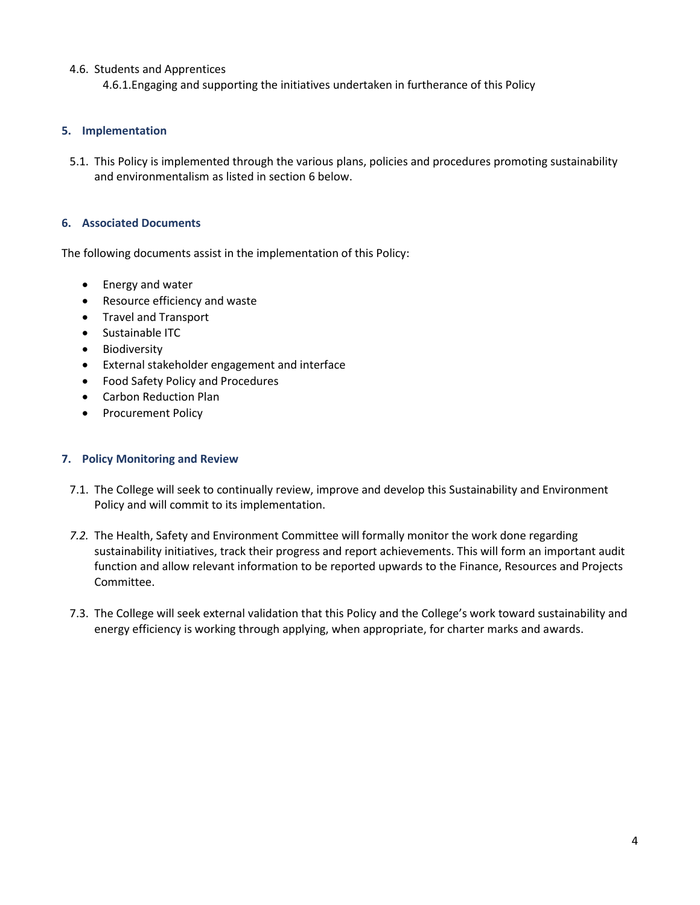4.6. Students and Apprentices

4.6.1. Engaging and supporting the initiatives undertaken in furtherance of this Policy

## 5. Implementation

5.1. This Policy is implemented through the various plans, policies and procedures promoting sustainability and environmentalism as listed in section 6 below.

## 6. Associated Documents

The following documents assist in the implementation of this Policy:

- Energy and water
- Resource efficiency and waste
- Travel and Transport
- Sustainable ITC
- Biodiversity
- External stakeholder engagement and interface
- Food Safety Policy and Procedures
- Carbon Reduction Plan
- Procurement Policy

## 7. Policy Monitoring and Review

7.1. The College will seek to continually review, improve and develop this Sustainability and Environment Policy and will commit to its implementation.

*7.2.* The Health, Safety and Environment Committee will formally monitor the work done regarding sustainability initiatives, track their progress and report achievements. This will form an important audit function and allow relevant information to be reported upwards to the Finance, Resources and Projects Committee.

7.3. The College will seek external validation that this Policy and the College's work toward sustainability and energy efficiency is working through applying, when appropriate, for charter marks and awards.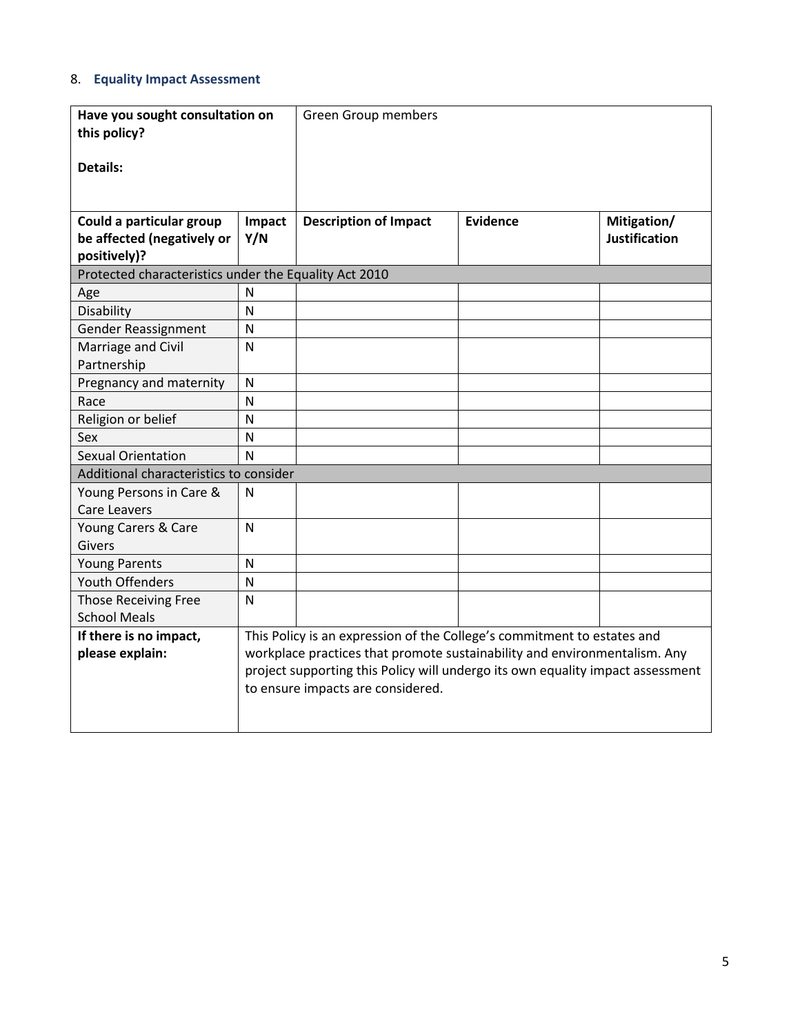## 8. Equality Impact Assessment

| **Have you sought consultation on this policy?**<br><br>**Details:** | | Green Group members | | |
|---|---|---|---|---|
| **Could a particular group be affected (negatively or positively)?** | **Impact Y/N** | **Description of Impact** | **Evidence** | **Mitigation/ Justification** |
| Protected characteristics under the Equality Act 2010 | | | | |
| Age | N | | | |
| Disability | N | | | |
| Gender Reassignment | N | | | |
| Marriage and Civil Partnership | N | | | |
| Pregnancy and maternity | N | | | |
| Race | N | | | |
| Religion or belief | N | | | |
| Sex | N | | | |
| Sexual Orientation | N | | | |
| Additional characteristics to consider | | | | |
| Young Persons in Care & Care Leavers | N | | | |
| Young Carers & Care Givers | N | | | |
| Young Parents | N | | | |
| Youth Offenders | N | | | |
| Those Receiving Free School Meals | N | | | |
| **If there is no impact, please explain:** | This Policy is an expression of the College's commitment to estates and workplace practices that promote sustainability and environmentalism. Any project supporting this Policy will undergo its own equality impact assessment to ensure impacts are considered. | | | |